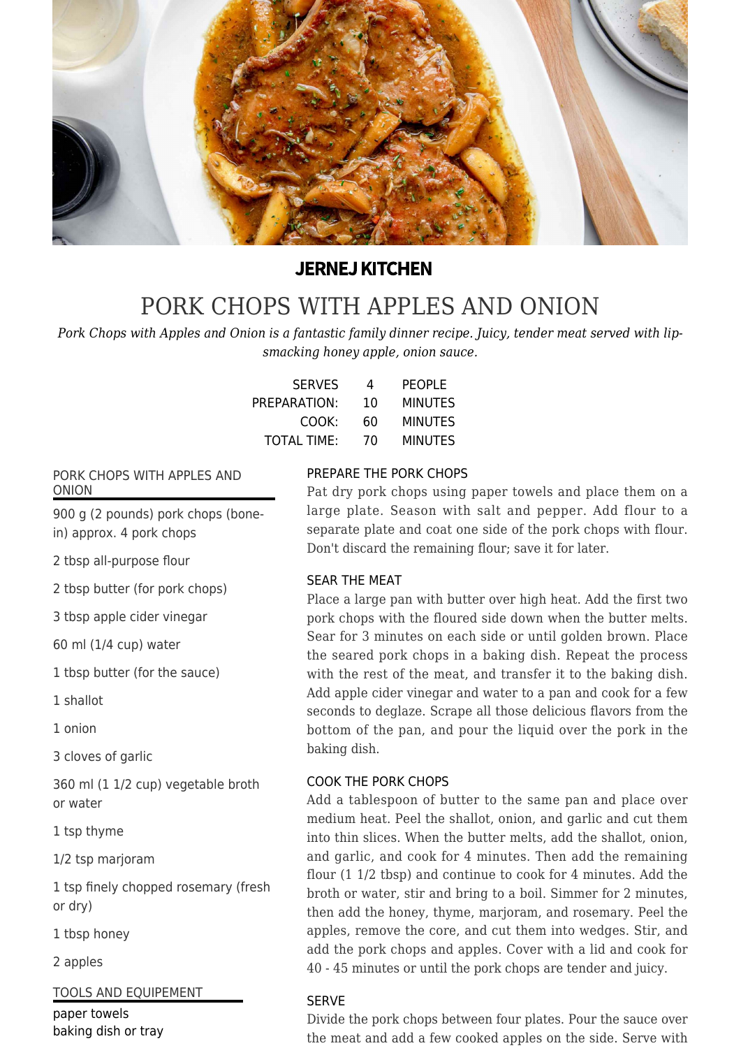**JERNEJ KITCHEN**

# PORK CHOPS WITH APPLES AND ONION

*Pork Chops with Apples and Onion is a fantastic family dinner recipe. Juicy, tender meat served with lip-smacking honey apple, onion sauce.*

| | | |
|---|---|---|
| SERVES | 4 | PEOPLE |
| PREPARATION: | 10 | MINUTES |
| COOK: | 60 | MINUTES |
| TOTAL TIME: | 70 | MINUTES |

## PORK CHOPS WITH APPLES AND ONION

900 g (2 pounds) pork chops (bone-in) approx. 4 pork chops

2 tbsp all-purpose flour

2 tbsp butter (for pork chops)

3 tbsp apple cider vinegar

60 ml (1/4 cup) water

1 tbsp butter (for the sauce)

1 shallot

1 onion

3 cloves of garlic

360 ml (1 1/2 cup) vegetable broth or water

1 tsp thyme

1/2 tsp marjoram

1 tsp finely chopped rosemary (fresh or dry)

1 tbsp honey

2 apples

## TOOLS AND EQUIPEMENT

paper towels
baking dish or tray

## PREPARE THE PORK CHOPS

Pat dry pork chops using paper towels and place them on a large plate. Season with salt and pepper. Add flour to a separate plate and coat one side of the pork chops with flour. Don't discard the remaining flour; save it for later.

## SEAR THE MEAT

Place a large pan with butter over high heat. Add the first two pork chops with the floured side down when the butter melts. Sear for 3 minutes on each side or until golden brown. Place the seared pork chops in a baking dish. Repeat the process with the rest of the meat, and transfer it to the baking dish. Add apple cider vinegar and water to a pan and cook for a few seconds to deglaze. Scrape all those delicious flavors from the bottom of the pan, and pour the liquid over the pork in the baking dish.

## COOK THE PORK CHOPS

Add a tablespoon of butter to the same pan and place over medium heat. Peel the shallot, onion, and garlic and cut them into thin slices. When the butter melts, add the shallot, onion, and garlic, and cook for 4 minutes. Then add the remaining flour (1 1/2 tbsp) and continue to cook for 4 minutes. Add the broth or water, stir and bring to a boil. Simmer for 2 minutes, then add the honey, thyme, marjoram, and rosemary. Peel the apples, remove the core, and cut them into wedges. Stir, and add the pork chops and apples. Cover with a lid and cook for 40 - 45 minutes or until the pork chops are tender and juicy.

## SERVE

Divide the pork chops between four plates. Pour the sauce over the meat and add a few cooked apples on the side. Serve with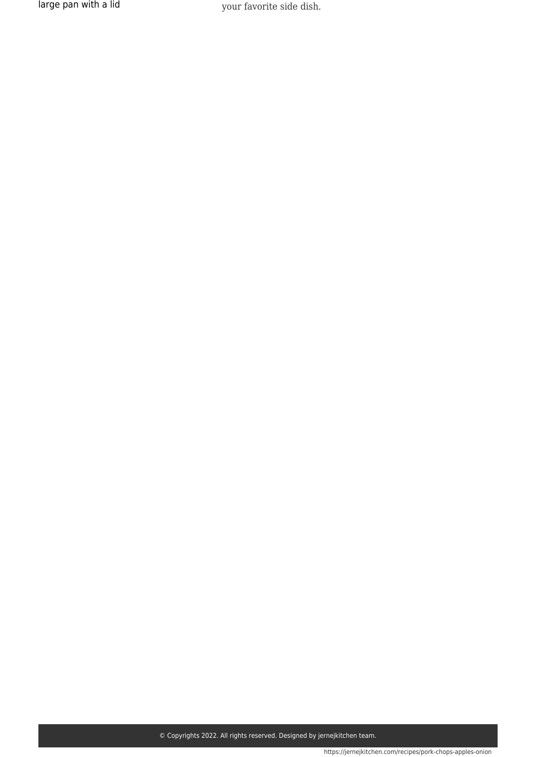large pan with a lid

your favorite side dish.